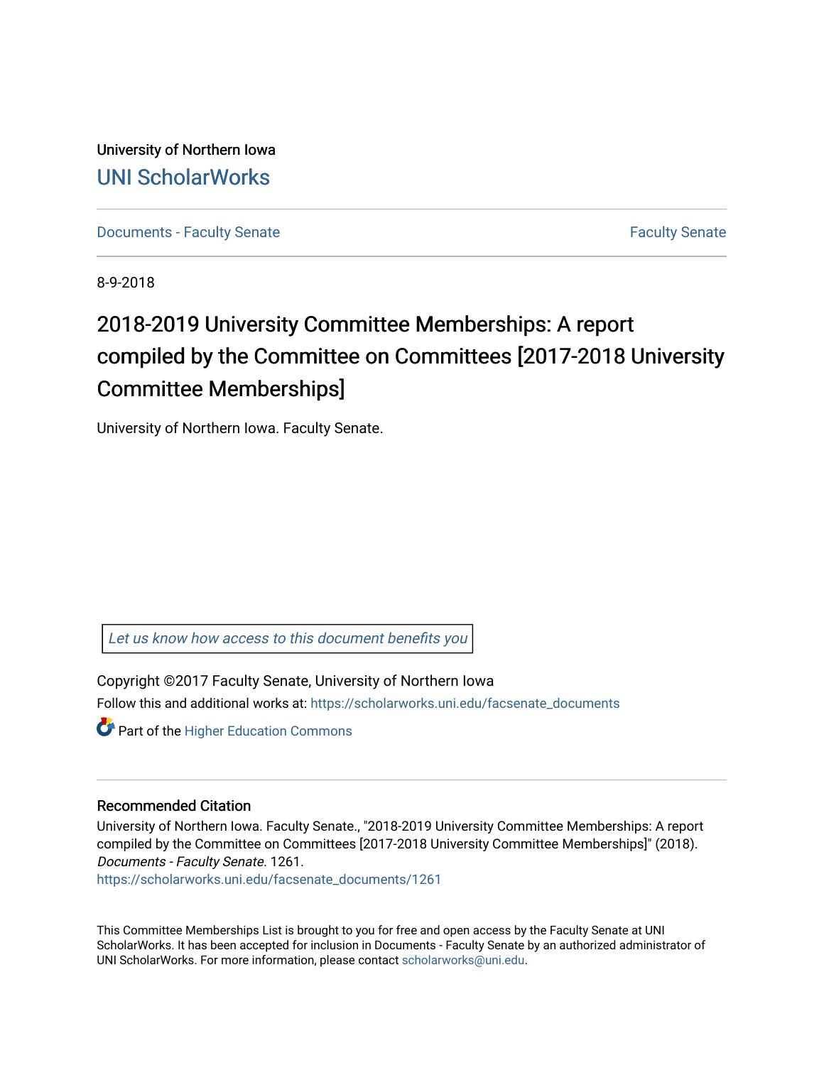University of Northern Iowa

## UNI ScholarWorks

Documents - Faculty Senate | Faculty Senate

8-9-2018

# 2018-2019 University Committee Memberships: A report compiled by the Committee on Committees [2017-2018 University Committee Memberships]

University of Northern Iowa. Faculty Senate.

Let us know how access to this document benefits you

Copyright ©2017 Faculty Senate, University of Northern Iowa

Follow this and additional works at: https://scholarworks.uni.edu/facsenate_documents

Part of the Higher Education Commons

### Recommended Citation

University of Northern Iowa. Faculty Senate., "2018-2019 University Committee Memberships: A report compiled by the Committee on Committees [2017-2018 University Committee Memberships]" (2018). *Documents - Faculty Senate*. 1261.
https://scholarworks.uni.edu/facsenate_documents/1261

This Committee Memberships List is brought to you for free and open access by the Faculty Senate at UNI ScholarWorks. It has been accepted for inclusion in Documents - Faculty Senate by an authorized administrator of UNI ScholarWorks. For more information, please contact scholarworks@uni.edu.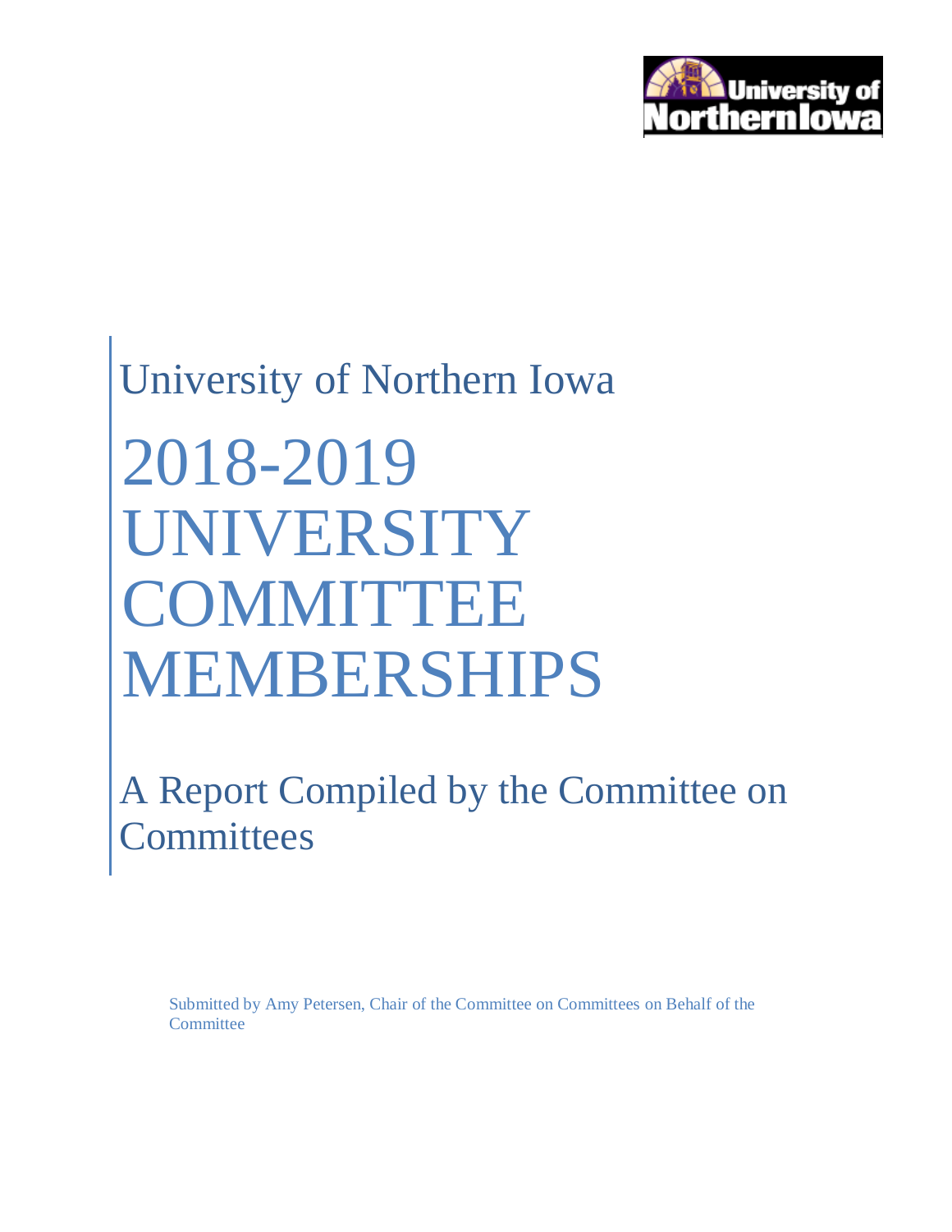University of Northern Iowa

# 2018-2019 UNIVERSITY COMMITTEE MEMBERSHIPS

A Report Compiled by the Committee on Committees

Submitted by Amy Petersen, Chair of the Committee on Committees on Behalf of the Committee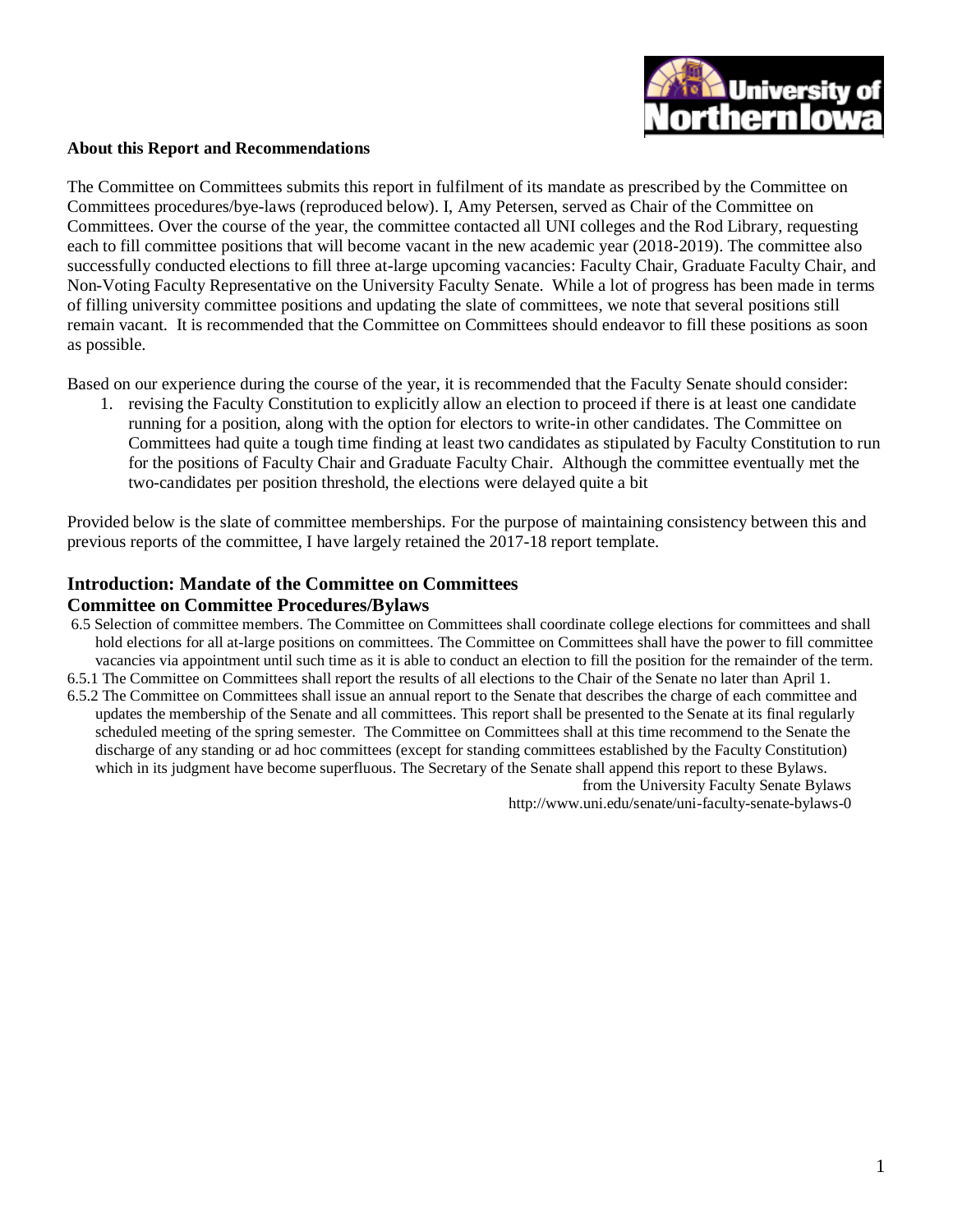**About this Report and Recommendations**

The Committee on Committees submits this report in fulfilment of its mandate as prescribed by the Committee on Committees procedures/bye-laws (reproduced below). I, Amy Petersen, served as Chair of the Committee on Committees. Over the course of the year, the committee contacted all UNI colleges and the Rod Library, requesting each to fill committee positions that will become vacant in the new academic year (2018-2019). The committee also successfully conducted elections to fill three at-large upcoming vacancies: Faculty Chair, Graduate Faculty Chair, and Non-Voting Faculty Representative on the University Faculty Senate. While a lot of progress has been made in terms of filling university committee positions and updating the slate of committees, we note that several positions still remain vacant. It is recommended that the Committee on Committees should endeavor to fill these positions as soon as possible.

Based on our experience during the course of the year, it is recommended that the Faculty Senate should consider:

1. revising the Faculty Constitution to explicitly allow an election to proceed if there is at least one candidate running for a position, along with the option for electors to write-in other candidates. The Committee on Committees had quite a tough time finding at least two candidates as stipulated by Faculty Constitution to run for the positions of Faculty Chair and Graduate Faculty Chair. Although the committee eventually met the two-candidates per position threshold, the elections were delayed quite a bit

Provided below is the slate of committee memberships. For the purpose of maintaining consistency between this and previous reports of the committee, I have largely retained the 2017-18 report template.

## Introduction: Mandate of the Committee on Committees

### Committee on Committee Procedures/Bylaws

6.5 Selection of committee members. The Committee on Committees shall coordinate college elections for committees and shall hold elections for all at-large positions on committees. The Committee on Committees shall have the power to fill committee vacancies via appointment until such time as it is able to conduct an election to fill the position for the remainder of the term.

6.5.1 The Committee on Committees shall report the results of all elections to the Chair of the Senate no later than April 1.

6.5.2 The Committee on Committees shall issue an annual report to the Senate that describes the charge of each committee and updates the membership of the Senate and all committees. This report shall be presented to the Senate at its final regularly scheduled meeting of the spring semester. The Committee on Committees shall at this time recommend to the Senate the discharge of any standing or ad hoc committees (except for standing committees established by the Faculty Constitution) which in its judgment have become superfluous. The Secretary of the Senate shall append this report to these Bylaws.

from the University Faculty Senate Bylaws
http://www.uni.edu/senate/uni-faculty-senate-bylaws-0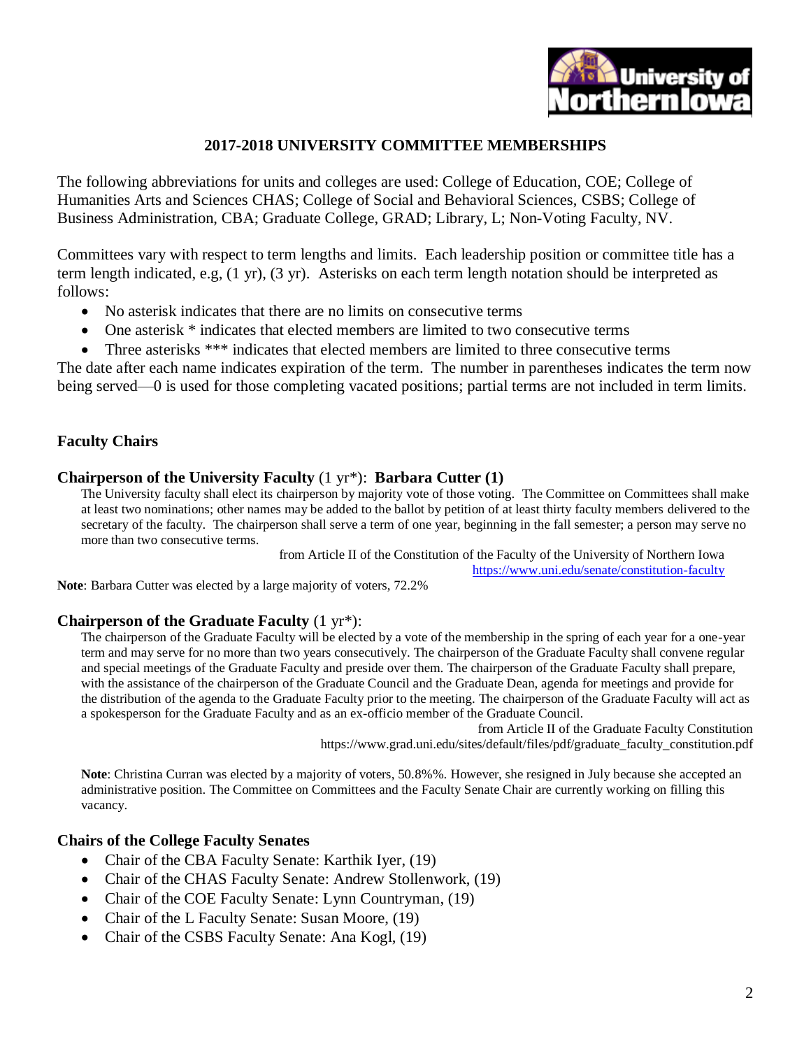## 2017-2018 UNIVERSITY COMMITTEE MEMBERSHIPS

The following abbreviations for units and colleges are used: College of Education, COE; College of Humanities Arts and Sciences CHAS; College of Social and Behavioral Sciences, CSBS; College of Business Administration, CBA; Graduate College, GRAD; Library, L; Non-Voting Faculty, NV.

Committees vary with respect to term lengths and limits. Each leadership position or committee title has a term length indicated, e.g, (1 yr), (3 yr). Asterisks on each term length notation should be interpreted as follows:

- No asterisk indicates that there are no limits on consecutive terms
- One asterisk * indicates that elected members are limited to two consecutive terms
- Three asterisks *** indicates that elected members are limited to three consecutive terms

The date after each name indicates expiration of the term. The number in parentheses indicates the term now being served—0 is used for those completing vacated positions; partial terms are not included in term limits.

### Faculty Chairs

#### Chairperson of the University Faculty (1 yr*): Barbara Cutter (1)

The University faculty shall elect its chairperson by majority vote of those voting. The Committee on Committees shall make at least two nominations; other names may be added to the ballot by petition of at least thirty faculty members delivered to the secretary of the faculty. The chairperson shall serve a term of one year, beginning in the fall semester; a person may serve no more than two consecutive terms.

from Article II of the Constitution of the Faculty of the University of Northern Iowa
https://www.uni.edu/senate/constitution-faculty

**Note**: Barbara Cutter was elected by a large majority of voters, 72.2%

#### Chairperson of the Graduate Faculty (1 yr*):

The chairperson of the Graduate Faculty will be elected by a vote of the membership in the spring of each year for a one-year term and may serve for no more than two years consecutively. The chairperson of the Graduate Faculty shall convene regular and special meetings of the Graduate Faculty and preside over them. The chairperson of the Graduate Faculty shall prepare, with the assistance of the chairperson of the Graduate Council and the Graduate Dean, agenda for meetings and provide for the distribution of the agenda to the Graduate Faculty prior to the meeting. The chairperson of the Graduate Faculty will act as a spokesperson for the Graduate Faculty and as an ex-officio member of the Graduate Council.

from Article II of the Graduate Faculty Constitution
https://www.grad.uni.edu/sites/default/files/pdf/graduate_faculty_constitution.pdf

**Note**: Christina Curran was elected by a majority of voters, 50.8%%. However, she resigned in July because she accepted an administrative position. The Committee on Committees and the Faculty Senate Chair are currently working on filling this vacancy.

#### Chairs of the College Faculty Senates

- Chair of the CBA Faculty Senate: Karthik Iyer, (19)
- Chair of the CHAS Faculty Senate: Andrew Stollenwork, (19)
- Chair of the COE Faculty Senate: Lynn Countryman, (19)
- Chair of the L Faculty Senate: Susan Moore, (19)
- Chair of the CSBS Faculty Senate: Ana Kogl, (19)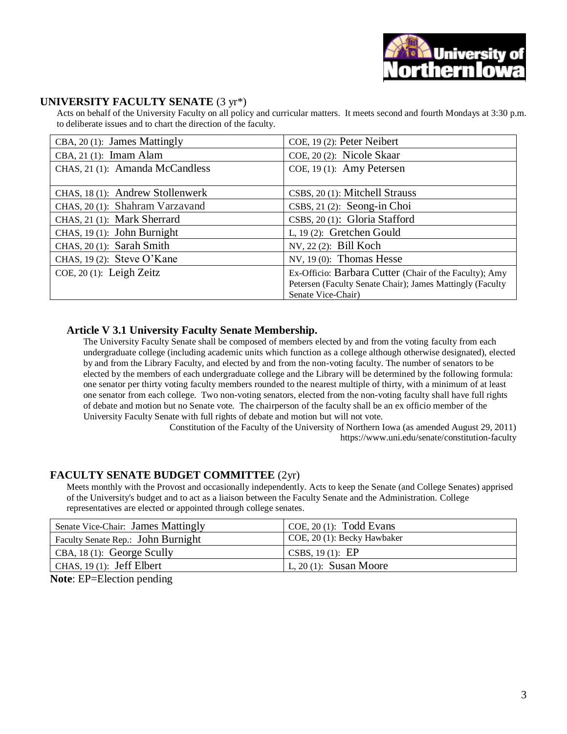## UNIVERSITY FACULTY SENATE (3 yr*)

Acts on behalf of the University Faculty on all policy and curricular matters. It meets second and fourth Mondays at 3:30 p.m. to deliberate issues and to chart the direction of the faculty.

| | |
|---|---|
| CBA, 20 (1): James Mattingly | COE, 19 (2): Peter Neibert |
| CBA, 21 (1): Imam Alam | COE, 20 (2): Nicole Skaar |
| CHAS, 21 (1): Amanda McCandless | COE, 19 (1): Amy Petersen |
| CHAS, 18 (1): Andrew Stollenwerk | CSBS, 20 (1): Mitchell Strauss |
| CHAS, 20 (1): Shahram Varzavand | CSBS, 21 (2): Seong-in Choi |
| CHAS, 21 (1): Mark Sherrard | CSBS, 20 (1): Gloria Stafford |
| CHAS, 19 (1): John Burnight | L, 19 (2): Gretchen Gould |
| CHAS, 20 (1): Sarah Smith | NV, 22 (2): Bill Koch |
| CHAS, 19 (2): Steve O'Kane | NV, 19 (0): Thomas Hesse |
| COE, 20 (1): Leigh Zeitz | Ex-Officio: Barbara Cutter (Chair of the Faculty); Amy Petersen (Faculty Senate Chair); James Mattingly (Faculty Senate Vice-Chair) |

### Article V 3.1 University Faculty Senate Membership.

The University Faculty Senate shall be composed of members elected by and from the voting faculty from each undergraduate college (including academic units which function as a college although otherwise designated), elected by and from the Library Faculty, and elected by and from the non-voting faculty. The number of senators to be elected by the members of each undergraduate college and the Library will be determined by the following formula: one senator per thirty voting faculty members rounded to the nearest multiple of thirty, with a minimum of at least one senator from each college. Two non-voting senators, elected from the non-voting faculty shall have full rights of debate and motion but no Senate vote. The chairperson of the faculty shall be an ex officio member of the University Faculty Senate with full rights of debate and motion but will not vote.

Constitution of the Faculty of the University of Northern Iowa (as amended August 29, 2011)
https://www.uni.edu/senate/constitution-faculty

## FACULTY SENATE BUDGET COMMITTEE (2yr)

Meets monthly with the Provost and occasionally independently. Acts to keep the Senate (and College Senates) apprised of the University's budget and to act as a liaison between the Faculty Senate and the Administration. College representatives are elected or appointed through college senates.

| | |
|---|---|
| Senate Vice-Chair: James Mattingly | COE, 20 (1): Todd Evans |
| Faculty Senate Rep.: John Burnight | COE, 20 (1): Becky Hawbaker |
| CBA, 18 (1): George Scully | CSBS, 19 (1): EP |
| CHAS, 19 (1): Jeff Elbert | L, 20 (1): Susan Moore |

**Note**: EP=Election pending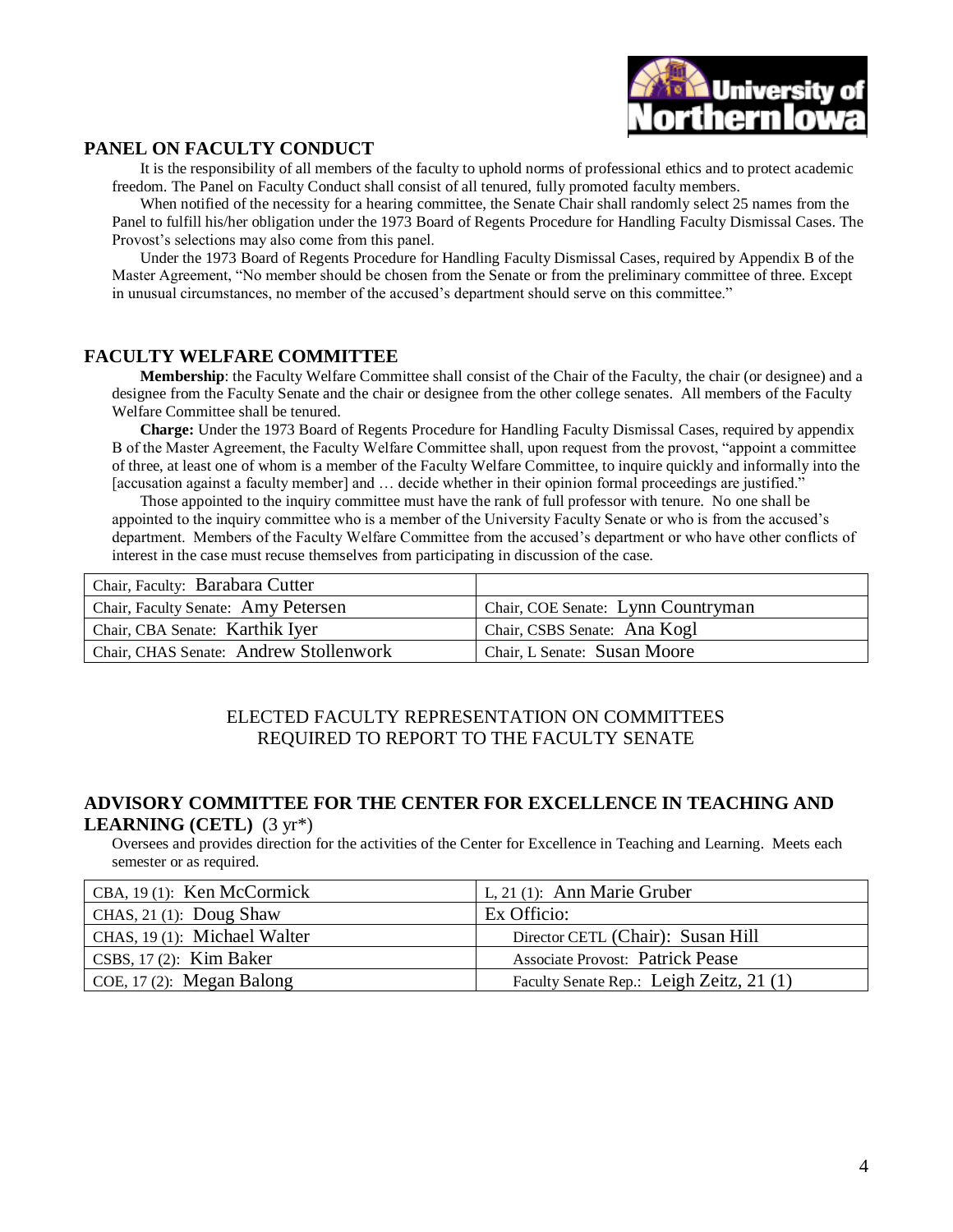## PANEL ON FACULTY CONDUCT

It is the responsibility of all members of the faculty to uphold norms of professional ethics and to protect academic freedom. The Panel on Faculty Conduct shall consist of all tenured, fully promoted faculty members.

When notified of the necessity for a hearing committee, the Senate Chair shall randomly select 25 names from the Panel to fulfill his/her obligation under the 1973 Board of Regents Procedure for Handling Faculty Dismissal Cases. The Provost's selections may also come from this panel.

Under the 1973 Board of Regents Procedure for Handling Faculty Dismissal Cases, required by Appendix B of the Master Agreement, "No member should be chosen from the Senate or from the preliminary committee of three. Except in unusual circumstances, no member of the accused's department should serve on this committee."

## FACULTY WELFARE COMMITTEE

**Membership**: the Faculty Welfare Committee shall consist of the Chair of the Faculty, the chair (or designee) and a designee from the Faculty Senate and the chair or designee from the other college senates. All members of the Faculty Welfare Committee shall be tenured.

**Charge:** Under the 1973 Board of Regents Procedure for Handling Faculty Dismissal Cases, required by appendix B of the Master Agreement, the Faculty Welfare Committee shall, upon request from the provost, "appoint a committee of three, at least one of whom is a member of the Faculty Welfare Committee, to inquire quickly and informally into the [accusation against a faculty member] and … decide whether in their opinion formal proceedings are justified."

Those appointed to the inquiry committee must have the rank of full professor with tenure. No one shall be appointed to the inquiry committee who is a member of the University Faculty Senate or who is from the accused's department. Members of the Faculty Welfare Committee from the accused's department or who have other conflicts of interest in the case must recuse themselves from participating in discussion of the case.

| | |
|---|---|
| Chair, Faculty: Barabara Cutter | |
| Chair, Faculty Senate: Amy Petersen | Chair, COE Senate: Lynn Countryman |
| Chair, CBA Senate: Karthik Iyer | Chair, CSBS Senate: Ana Kogl |
| Chair, CHAS Senate: Andrew Stollenwork | Chair, L Senate: Susan Moore |

ELECTED FACULTY REPRESENTATION ON COMMITTEES
REQUIRED TO REPORT TO THE FACULTY SENATE

## ADVISORY COMMITTEE FOR THE CENTER FOR EXCELLENCE IN TEACHING AND LEARNING (CETL) (3 yr*)

Oversees and provides direction for the activities of the Center for Excellence in Teaching and Learning. Meets each semester or as required.

| | |
|---|---|
| CBA, 19 (1): Ken McCormick | L, 21 (1): Ann Marie Gruber |
| CHAS, 21 (1): Doug Shaw | Ex Officio: |
| CHAS, 19 (1): Michael Walter | Director CETL (Chair): Susan Hill |
| CSBS, 17 (2): Kim Baker | Associate Provost: Patrick Pease |
| COE, 17 (2): Megan Balong | Faculty Senate Rep.: Leigh Zeitz, 21 (1) |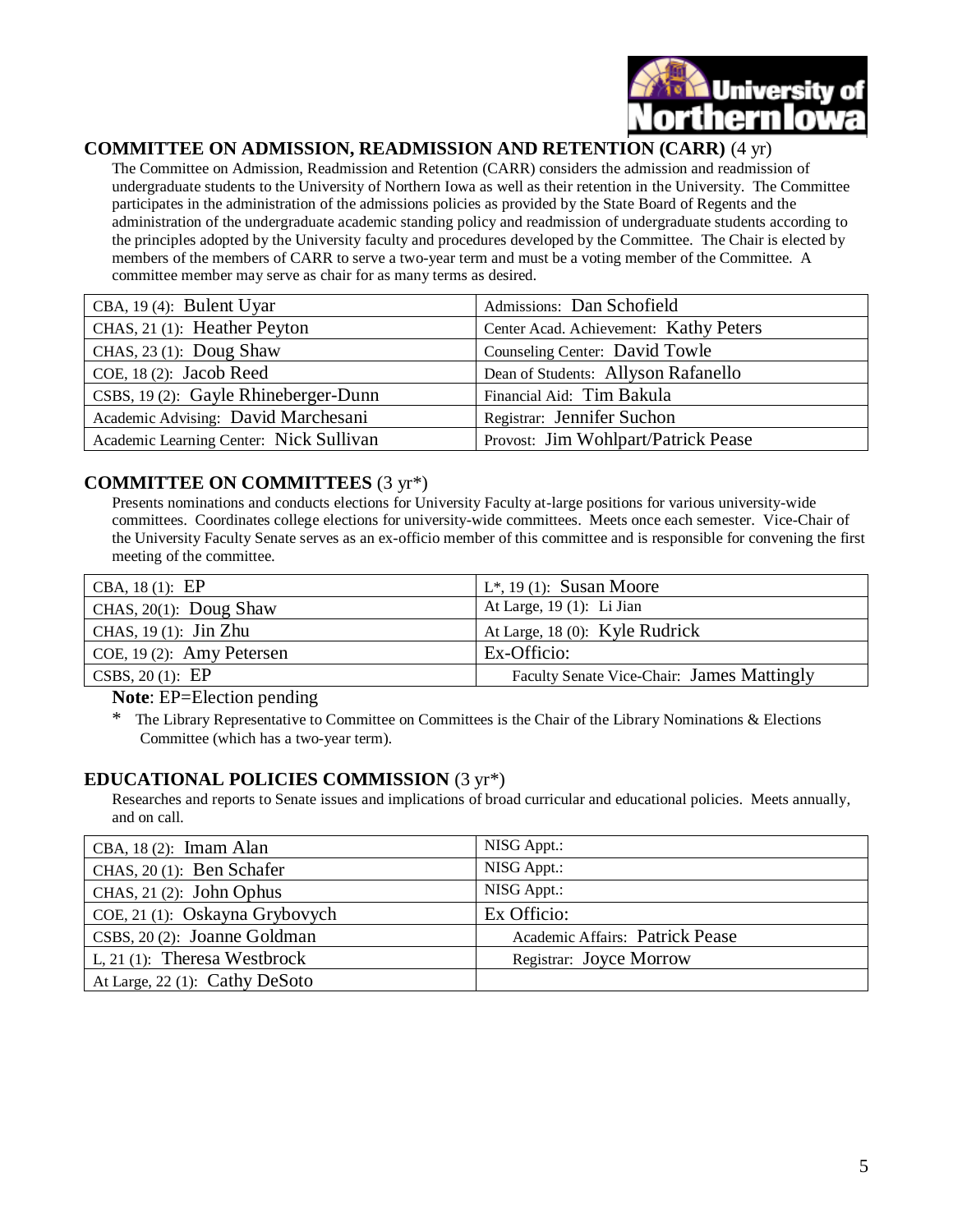## COMMITTEE ON ADMISSION, READMISSION AND RETENTION (CARR) (4 yr)

The Committee on Admission, Readmission and Retention (CARR) considers the admission and readmission of undergraduate students to the University of Northern Iowa as well as their retention in the University. The Committee participates in the administration of the admissions policies as provided by the State Board of Regents and the administration of the undergraduate academic standing policy and readmission of undergraduate students according to the principles adopted by the University faculty and procedures developed by the Committee. The Chair is elected by members of the members of CARR to serve a two-year term and must be a voting member of the Committee. A committee member may serve as chair for as many terms as desired.

| | |
|---|---|
| CBA, 19 (4): Bulent Uyar | Admissions: Dan Schofield |
| CHAS, 21 (1): Heather Peyton | Center Acad. Achievement: Kathy Peters |
| CHAS, 23 (1): Doug Shaw | Counseling Center: David Towle |
| COE, 18 (2): Jacob Reed | Dean of Students: Allyson Rafanello |
| CSBS, 19 (2): Gayle Rhineberger-Dunn | Financial Aid: Tim Bakula |
| Academic Advising: David Marchesani | Registrar: Jennifer Suchon |
| Academic Learning Center: Nick Sullivan | Provost: Jim Wohlpart/Patrick Pease |

## COMMITTEE ON COMMITTEES (3 yr*)

Presents nominations and conducts elections for University Faculty at-large positions for various university-wide committees. Coordinates college elections for university-wide committees. Meets once each semester. Vice-Chair of the University Faculty Senate serves as an ex-officio member of this committee and is responsible for convening the first meeting of the committee.

| | |
|---|---|
| CBA, 18 (1): EP | L*, 19 (1): Susan Moore |
| CHAS, 20(1): Doug Shaw | At Large, 19 (1): Li Jian |
| CHAS, 19 (1): Jin Zhu | At Large, 18 (0): Kyle Rudrick |
| COE, 19 (2): Amy Petersen | Ex-Officio: |
| CSBS, 20 (1): EP | Faculty Senate Vice-Chair: James Mattingly |

**Note**: EP=Election pending

\* The Library Representative to Committee on Committees is the Chair of the Library Nominations & Elections Committee (which has a two-year term).

## EDUCATIONAL POLICIES COMMISSION (3 yr*)

Researches and reports to Senate issues and implications of broad curricular and educational policies. Meets annually, and on call.

| | |
|---|---|
| CBA, 18 (2): Imam Alan | NISG Appt.: |
| CHAS, 20 (1): Ben Schafer | NISG Appt.: |
| CHAS, 21 (2): John Ophus | NISG Appt.: |
| COE, 21 (1): Oskayna Grybovych | Ex Officio: |
| CSBS, 20 (2): Joanne Goldman | Academic Affairs: Patrick Pease |
| L, 21 (1): Theresa Westbrock | Registrar: Joyce Morrow |
| At Large, 22 (1): Cathy DeSoto | |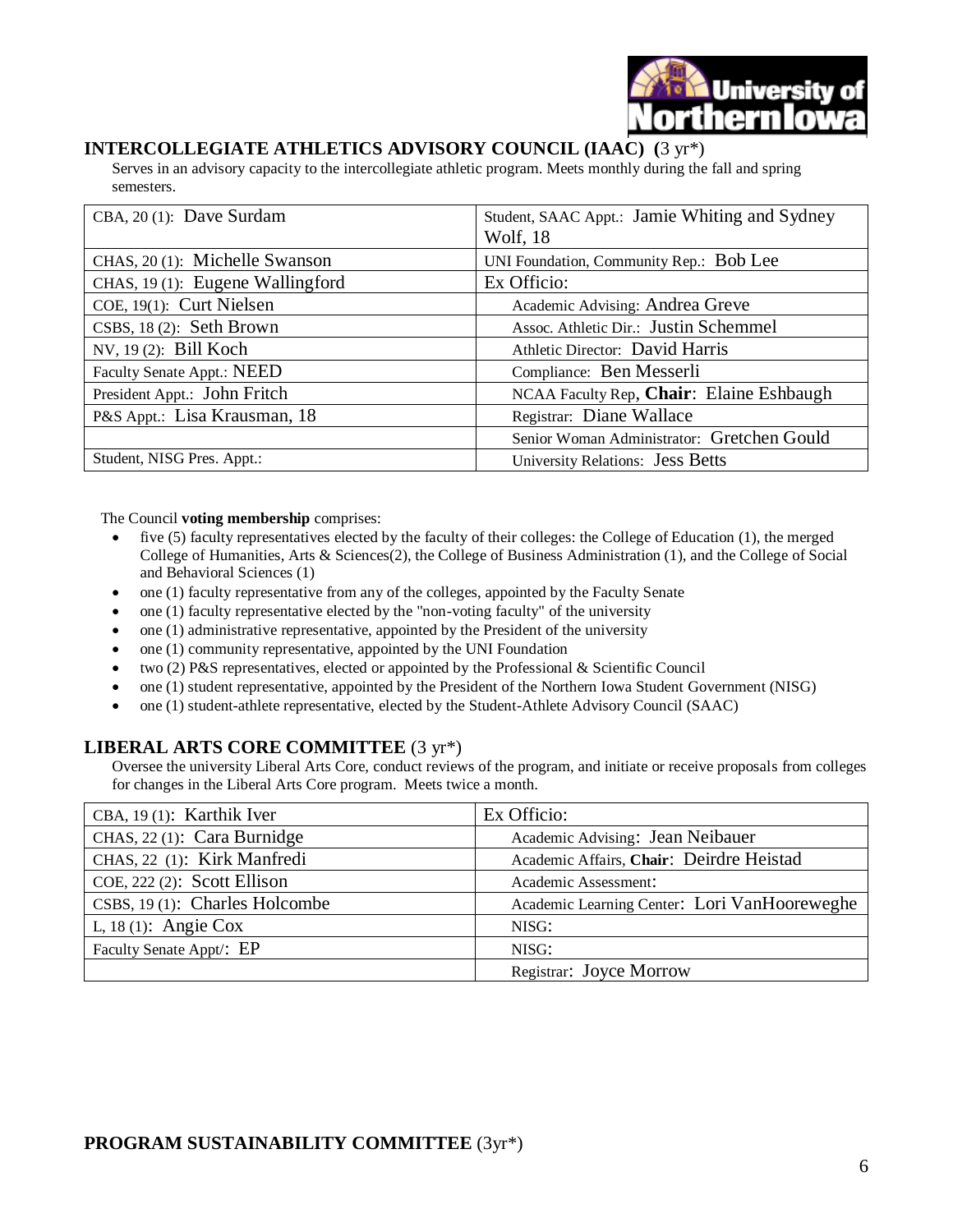## INTERCOLLEGIATE ATHLETICS ADVISORY COUNCIL (IAAC) (3 yr*)

Serves in an advisory capacity to the intercollegiate athletic program. Meets monthly during the fall and spring semesters.

| | |
|---|---|
| CBA, 20 (1): Dave Surdam | Student, SAAC Appt.: Jamie Whiting and Sydney Wolf, 18 |
| CHAS, 20 (1): Michelle Swanson | UNI Foundation, Community Rep.: Bob Lee |
| CHAS, 19 (1): Eugene Wallingford | Ex Officio: |
| COE, 19(1): Curt Nielsen | Academic Advising: Andrea Greve |
| CSBS, 18 (2): Seth Brown | Assoc. Athletic Dir.: Justin Schemmel |
| NV, 19 (2): Bill Koch | Athletic Director: David Harris |
| Faculty Senate Appt.: NEED | Compliance: Ben Messerli |
| President Appt.: John Fritch | NCAA Faculty Rep, **Chair**: Elaine Eshbaugh |
| P&S Appt.: Lisa Krausman, 18 | Registrar: Diane Wallace |
| | Senior Woman Administrator: Gretchen Gould |
| Student, NISG Pres. Appt.: | University Relations: Jess Betts |

The Council **voting membership** comprises:

- five (5) faculty representatives elected by the faculty of their colleges: the College of Education (1), the merged College of Humanities, Arts & Sciences(2), the College of Business Administration (1), and the College of Social and Behavioral Sciences (1)
- one (1) faculty representative from any of the colleges, appointed by the Faculty Senate
- one (1) faculty representative elected by the "non-voting faculty" of the university
- one (1) administrative representative, appointed by the President of the university
- one (1) community representative, appointed by the UNI Foundation
- two (2) P&S representatives, elected or appointed by the Professional & Scientific Council
- one (1) student representative, appointed by the President of the Northern Iowa Student Government (NISG)
- one (1) student-athlete representative, elected by the Student-Athlete Advisory Council (SAAC)

## LIBERAL ARTS CORE COMMITTEE (3 yr*)

Oversee the university Liberal Arts Core, conduct reviews of the program, and initiate or receive proposals from colleges for changes in the Liberal Arts Core program. Meets twice a month.

| | |
|---|---|
| CBA, 19 (1): Karthik Iver | Ex Officio: |
| CHAS, 22 (1): Cara Burnidge | Academic Advising: Jean Neibauer |
| CHAS, 22 (1): Kirk Manfredi | Academic Affairs, **Chair**: Deirdre Heistad |
| COE, 222 (2): Scott Ellison | Academic Assessment: |
| CSBS, 19 (1): Charles Holcombe | Academic Learning Center: Lori VanHooreweghe |
| L, 18 (1): Angie Cox | NISG: |
| Faculty Senate Appt/: EP | NISG: |
| | Registrar: Joyce Morrow |

## PROGRAM SUSTAINABILITY COMMITTEE (3yr*)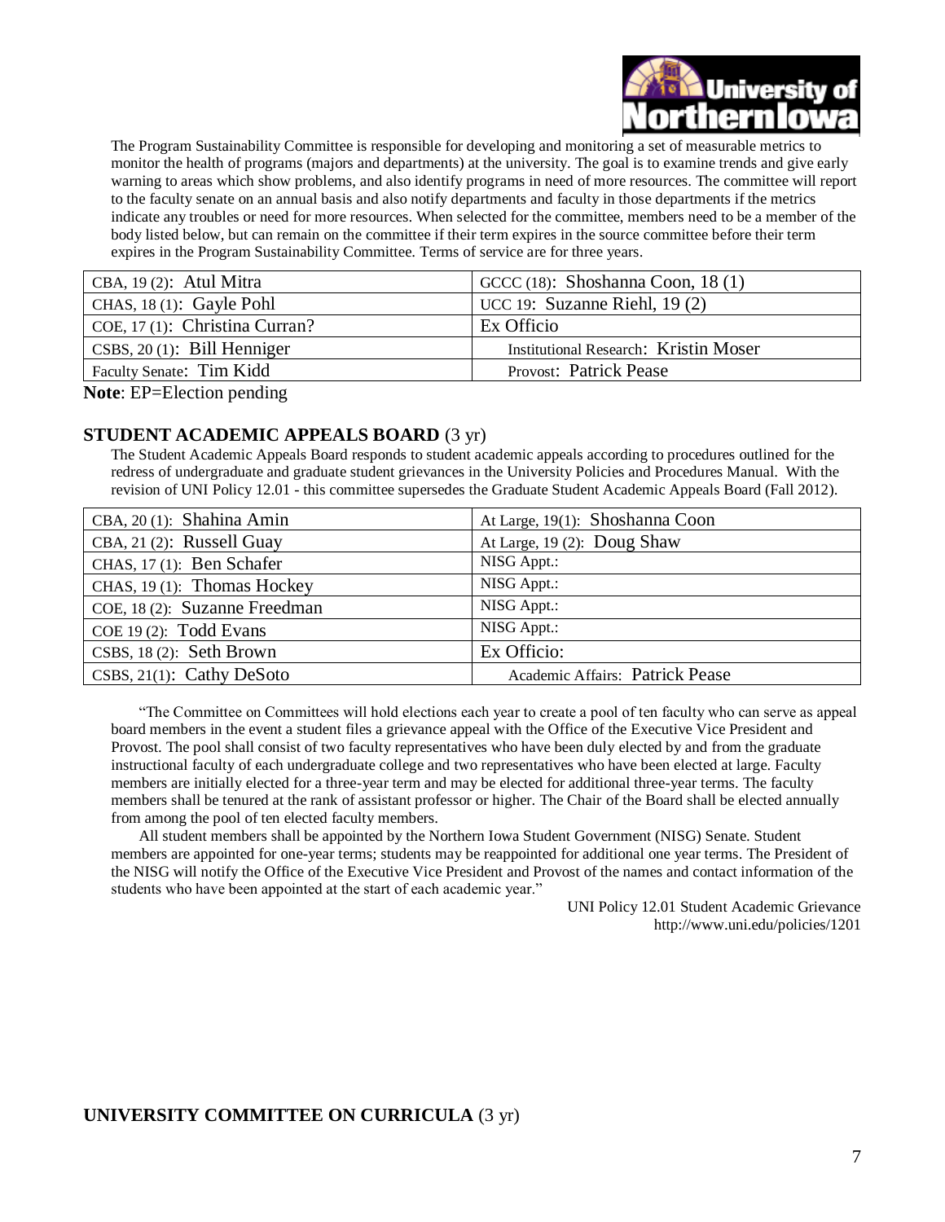The Program Sustainability Committee is responsible for developing and monitoring a set of measurable metrics to monitor the health of programs (majors and departments) at the university. The goal is to examine trends and give early warning to areas which show problems, and also identify programs in need of more resources. The committee will report to the faculty senate on an annual basis and also notify departments and faculty in those departments if the metrics indicate any troubles or need for more resources. When selected for the committee, members need to be a member of the body listed below, but can remain on the committee if their term expires in the source committee before their term expires in the Program Sustainability Committee. Terms of service are for three years.

| | |
|---|---|
| CBA, 19 (2): Atul Mitra | GCCC (18): Shoshanna Coon, 18 (1) |
| CHAS, 18 (1): Gayle Pohl | UCC 19: Suzanne Riehl, 19 (2) |
| COE, 17 (1): Christina Curran? | Ex Officio |
| CSBS, 20 (1): Bill Henniger | Institutional Research: Kristin Moser |
| Faculty Senate: Tim Kidd | Provost: Patrick Pease |

**Note**: EP=Election pending

## STUDENT ACADEMIC APPEALS BOARD (3 yr)

The Student Academic Appeals Board responds to student academic appeals according to procedures outlined for the redress of undergraduate and graduate student grievances in the University Policies and Procedures Manual. With the revision of UNI Policy 12.01 - this committee supersedes the Graduate Student Academic Appeals Board (Fall 2012).

| | |
|---|---|
| CBA, 20 (1): Shahina Amin | At Large, 19(1): Shoshanna Coon |
| CBA, 21 (2): Russell Guay | At Large, 19 (2): Doug Shaw |
| CHAS, 17 (1): Ben Schafer | NISG Appt.: |
| CHAS, 19 (1): Thomas Hockey | NISG Appt.: |
| COE, 18 (2): Suzanne Freedman | NISG Appt.: |
| COE 19 (2): Todd Evans | NISG Appt.: |
| CSBS, 18 (2): Seth Brown | Ex Officio: |
| CSBS, 21(1): Cathy DeSoto | Academic Affairs: Patrick Pease |

"The Committee on Committees will hold elections each year to create a pool of ten faculty who can serve as appeal board members in the event a student files a grievance appeal with the Office of the Executive Vice President and Provost. The pool shall consist of two faculty representatives who have been duly elected by and from the graduate instructional faculty of each undergraduate college and two representatives who have been elected at large. Faculty members are initially elected for a three-year term and may be elected for additional three-year terms. The faculty members shall be tenured at the rank of assistant professor or higher. The Chair of the Board shall be elected annually from among the pool of ten elected faculty members.

All student members shall be appointed by the Northern Iowa Student Government (NISG) Senate. Student members are appointed for one-year terms; students may be reappointed for additional one year terms. The President of the NISG will notify the Office of the Executive Vice President and Provost of the names and contact information of the students who have been appointed at the start of each academic year."

UNI Policy 12.01 Student Academic Grievance
http://www.uni.edu/policies/1201

## UNIVERSITY COMMITTEE ON CURRICULA (3 yr)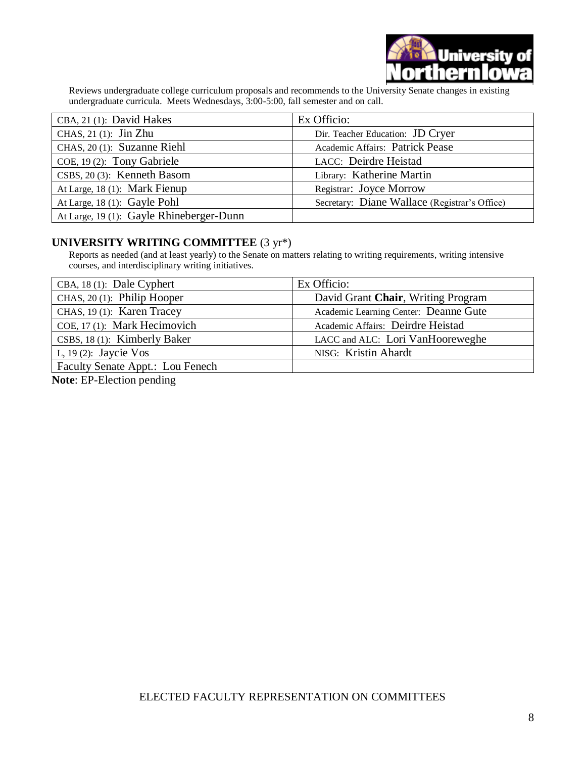Reviews undergraduate college curriculum proposals and recommends to the University Senate changes in existing undergraduate curricula. Meets Wednesdays, 3:00-5:00, fall semester and on call.

| CBA, 21 (1): David Hakes | Ex Officio: |
|---|---|
| CHAS, 21 (1): Jin Zhu | Dir. Teacher Education: JD Cryer |
| CHAS, 20 (1): Suzanne Riehl | Academic Affairs: Patrick Pease |
| COE, 19 (2): Tony Gabriele | LACC: Deirdre Heistad |
| CSBS, 20 (3): Kenneth Basom | Library: Katherine Martin |
| At Large, 18 (1): Mark Fienup | Registrar: Joyce Morrow |
| At Large, 18 (1): Gayle Pohl | Secretary: Diane Wallace (Registrar's Office) |
| At Large, 19 (1): Gayle Rhineberger-Dunn | |

## UNIVERSITY WRITING COMMITTEE (3 yr*)

Reports as needed (and at least yearly) to the Senate on matters relating to writing requirements, writing intensive courses, and interdisciplinary writing initiatives.

| CBA, 18 (1): Dale Cyphert | Ex Officio: |
|---|---|
| CHAS, 20 (1): Philip Hooper | David Grant **Chair**, Writing Program |
| CHAS, 19 (1): Karen Tracey | Academic Learning Center: Deanne Gute |
| COE, 17 (1): Mark Hecimovich | Academic Affairs: Deirdre Heistad |
| CSBS, 18 (1): Kimberly Baker | LACC and ALC: Lori VanHooreweghe |
| L, 19 (2): Jaycie Vos | NISG: Kristin Ahardt |
| Faculty Senate Appt.: Lou Fenech | |

**Note**: EP-Election pending

ELECTED FACULTY REPRESENTATION ON COMMITTEES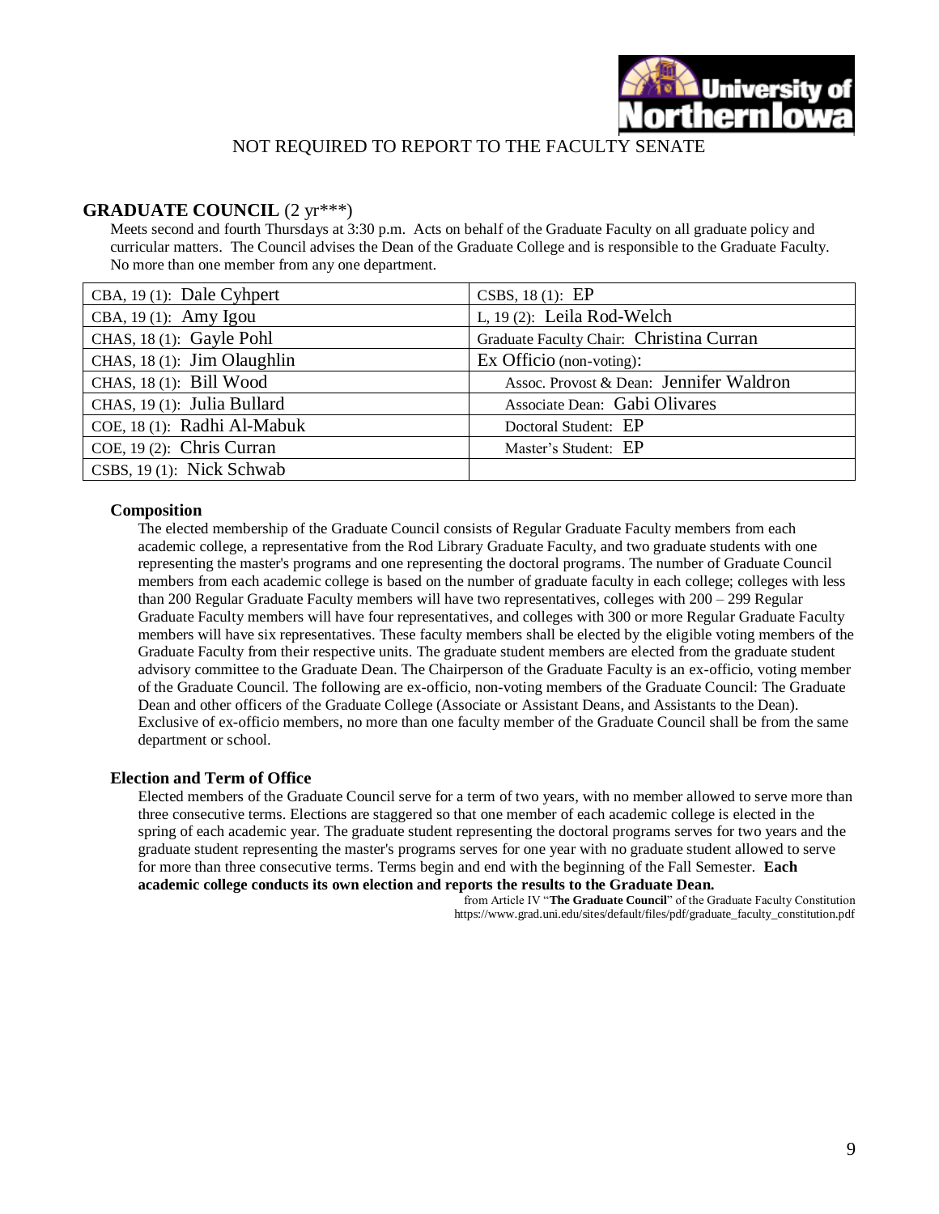NOT REQUIRED TO REPORT TO THE FACULTY SENATE

## GRADUATE COUNCIL (2 yr***)

Meets second and fourth Thursdays at 3:30 p.m. Acts on behalf of the Graduate Faculty on all graduate policy and curricular matters. The Council advises the Dean of the Graduate College and is responsible to the Graduate Faculty. No more than one member from any one department.

| | |
|---|---|
| CBA, 19 (1): Dale Cyhpert | CSBS, 18 (1): EP |
| CBA, 19 (1): Amy Igou | L, 19 (2): Leila Rod-Welch |
| CHAS, 18 (1): Gayle Pohl | Graduate Faculty Chair: Christina Curran |
| CHAS, 18 (1): Jim Olaughlin | Ex Officio (non-voting): |
| CHAS, 18 (1): Bill Wood | Assoc. Provost & Dean: Jennifer Waldron |
| CHAS, 19 (1): Julia Bullard | Associate Dean: Gabi Olivares |
| COE, 18 (1): Radhi Al-Mabuk | Doctoral Student: EP |
| COE, 19 (2): Chris Curran | Master's Student: EP |
| CSBS, 19 (1): Nick Schwab | |

### Composition

The elected membership of the Graduate Council consists of Regular Graduate Faculty members from each academic college, a representative from the Rod Library Graduate Faculty, and two graduate students with one representing the master's programs and one representing the doctoral programs. The number of Graduate Council members from each academic college is based on the number of graduate faculty in each college; colleges with less than 200 Regular Graduate Faculty members will have two representatives, colleges with 200 – 299 Regular Graduate Faculty members will have four representatives, and colleges with 300 or more Regular Graduate Faculty members will have six representatives. These faculty members shall be elected by the eligible voting members of the Graduate Faculty from their respective units. The graduate student members are elected from the graduate student advisory committee to the Graduate Dean. The Chairperson of the Graduate Faculty is an ex-officio, voting member of the Graduate Council. The following are ex-officio, non-voting members of the Graduate Council: The Graduate Dean and other officers of the Graduate College (Associate or Assistant Deans, and Assistants to the Dean). Exclusive of ex-officio members, no more than one faculty member of the Graduate Council shall be from the same department or school.

### Election and Term of Office

Elected members of the Graduate Council serve for a term of two years, with no member allowed to serve more than three consecutive terms. Elections are staggered so that one member of each academic college is elected in the spring of each academic year. The graduate student representing the doctoral programs serves for two years and the graduate student representing the master's programs serves for one year with no graduate student allowed to serve for more than three consecutive terms. Terms begin and end with the beginning of the Fall Semester. **Each academic college conducts its own election and reports the results to the Graduate Dean.**

from Article IV "**The Graduate Council**" of the Graduate Faculty Constitution
https://www.grad.uni.edu/sites/default/files/pdf/graduate_faculty_constitution.pdf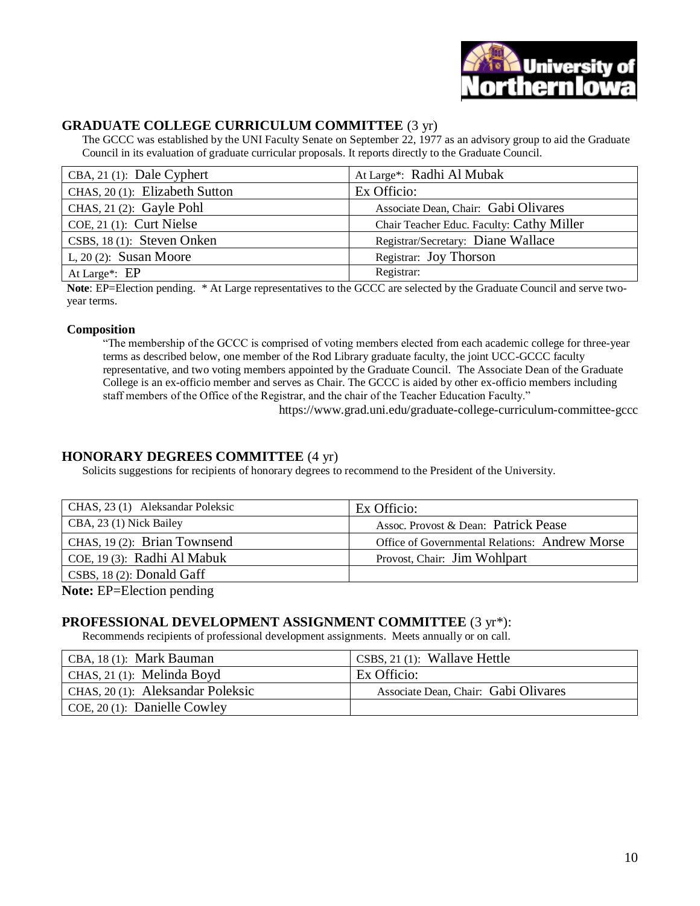## GRADUATE COLLEGE CURRICULUM COMMITTEE (3 yr)

The GCCC was established by the UNI Faculty Senate on September 22, 1977 as an advisory group to aid the Graduate Council in its evaluation of graduate curricular proposals. It reports directly to the Graduate Council.

| | |
|---|---|
| CBA, 21 (1): Dale Cyphert | At Large*: Radhi Al Mubak |
| CHAS, 20 (1): Elizabeth Sutton | Ex Officio: |
| CHAS, 21 (2): Gayle Pohl | Associate Dean, Chair: Gabi Olivares |
| COE, 21 (1): Curt Nielse | Chair Teacher Educ. Faculty: Cathy Miller |
| CSBS, 18 (1): Steven Onken | Registrar/Secretary: Diane Wallace |
| L, 20 (2): Susan Moore | Registrar: Joy Thorson |
| At Large*: EP | Registrar: |

**Note**: EP=Election pending. * At Large representatives to the GCCC are selected by the Graduate Council and serve two-year terms.

**Composition**

"The membership of the GCCC is comprised of voting members elected from each academic college for three-year terms as described below, one member of the Rod Library graduate faculty, the joint UCC-GCCC faculty representative, and two voting members appointed by the Graduate Council. The Associate Dean of the Graduate College is an ex-officio member and serves as Chair. The GCCC is aided by other ex-officio members including staff members of the Office of the Registrar, and the chair of the Teacher Education Faculty."

https://www.grad.uni.edu/graduate-college-curriculum-committee-gccc

## HONORARY DEGREES COMMITTEE (4 yr)

Solicits suggestions for recipients of honorary degrees to recommend to the President of the University.

| | |
|---|---|
| CHAS, 23 (1) Aleksandar Poleksic | Ex Officio: |
| CBA, 23 (1) Nick Bailey | Assoc. Provost & Dean: Patrick Pease |
| CHAS, 19 (2): Brian Townsend | Office of Governmental Relations: Andrew Morse |
| COE, 19 (3): Radhi Al Mabuk | Provost, Chair: Jim Wohlpart |
| CSBS, 18 (2): Donald Gaff | |

**Note:** EP=Election pending

## PROFESSIONAL DEVELOPMENT ASSIGNMENT COMMITTEE (3 yr*):

Recommends recipients of professional development assignments. Meets annually or on call.

| | |
|---|---|
| CBA, 18 (1): Mark Bauman | CSBS, 21 (1): Wallave Hettle |
| CHAS, 21 (1): Melinda Boyd | Ex Officio: |
| CHAS, 20 (1): Aleksandar Poleksic | Associate Dean, Chair: Gabi Olivares |
| COE, 20 (1): Danielle Cowley | |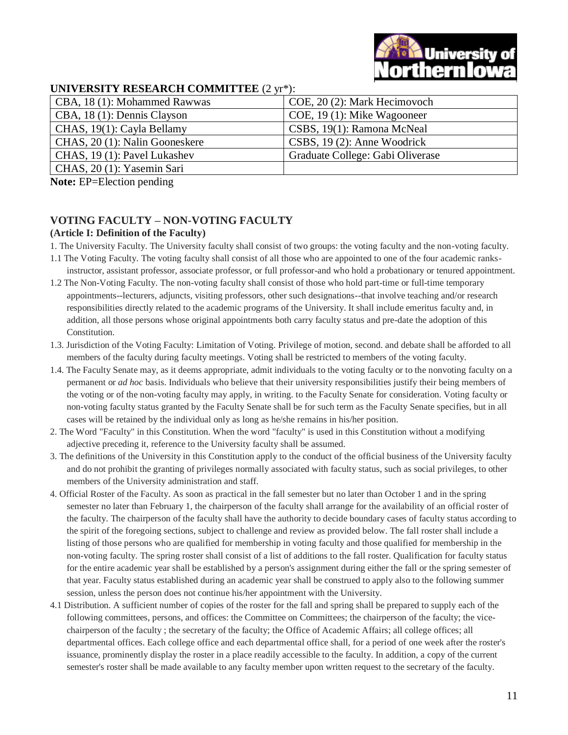**UNIVERSITY RESEARCH COMMITTEE** (2 yr*):

| | |
|---|---|
| CBA, 18 (1): Mohammed Rawwas | COE, 20 (2): Mark Hecimovoch |
| CBA, 18 (1): Dennis Clayson | COE, 19 (1): Mike Wagooneer |
| CHAS, 19(1): Cayla Bellamy | CSBS, 19(1): Ramona McNeal |
| CHAS, 20 (1): Nalin Gooneskere | CSBS, 19 (2): Anne Woodrick |
| CHAS, 19 (1): Pavel Lukashev | Graduate College: Gabi Oliverase |
| CHAS, 20 (1): Yasemin Sari | |

**Note:** EP=Election pending

## VOTING FACULTY – NON-VOTING FACULTY

**(Article I: Definition of the Faculty)**

1. The University Faculty. The University faculty shall consist of two groups: the voting faculty and the non-voting faculty.

1.1 The Voting Faculty. The voting faculty shall consist of all those who are appointed to one of the four academic ranks-instructor, assistant professor, associate professor, or full professor-and who hold a probationary or tenured appointment.

1.2 The Non-Voting Faculty. The non-voting faculty shall consist of those who hold part-time or full-time temporary appointments--lecturers, adjuncts, visiting professors, other such designations--that involve teaching and/or research responsibilities directly related to the academic programs of the University. It shall include emeritus faculty and, in addition, all those persons whose original appointments both carry faculty status and pre-date the adoption of this Constitution.

1.3. Jurisdiction of the Voting Faculty: Limitation of Voting. Privilege of motion, second. and debate shall be afforded to all members of the faculty during faculty meetings. Voting shall be restricted to members of the voting faculty.

1.4. The Faculty Senate may, as it deems appropriate, admit individuals to the voting faculty or to the nonvoting faculty on a permanent or *ad hoc* basis. Individuals who believe that their university responsibilities justify their being members of the voting or of the non-voting faculty may apply, in writing. to the Faculty Senate for consideration. Voting faculty or non-voting faculty status granted by the Faculty Senate shall be for such term as the Faculty Senate specifies, but in all cases will be retained by the individual only as long as he/she remains in his/her position.

2. The Word "Faculty" in this Constitution. When the word "faculty" is used in this Constitution without a modifying adjective preceding it, reference to the University faculty shall be assumed.

3. The definitions of the University in this Constitution apply to the conduct of the official business of the University faculty and do not prohibit the granting of privileges normally associated with faculty status, such as social privileges, to other members of the University administration and staff.

4. Official Roster of the Faculty. As soon as practical in the fall semester but no later than October 1 and in the spring semester no later than February 1, the chairperson of the faculty shall arrange for the availability of an official roster of the faculty. The chairperson of the faculty shall have the authority to decide boundary cases of faculty status according to the spirit of the foregoing sections, subject to challenge and review as provided below. The fall roster shall include a listing of those persons who are qualified for membership in voting faculty and those qualified for membership in the non-voting faculty. The spring roster shall consist of a list of additions to the fall roster. Qualification for faculty status for the entire academic year shall be established by a person's assignment during either the fall or the spring semester of that year. Faculty status established during an academic year shall be construed to apply also to the following summer session, unless the person does not continue his/her appointment with the University.

4.1 Distribution. A sufficient number of copies of the roster for the fall and spring shall be prepared to supply each of the following committees, persons, and offices: the Committee on Committees; the chairperson of the faculty; the vice-chairperson of the faculty ; the secretary of the faculty; the Office of Academic Affairs; all college offices; all departmental offices. Each college office and each departmental office shall, for a period of one week after the roster's issuance, prominently display the roster in a place readily accessible to the faculty. In addition, a copy of the current semester's roster shall be made available to any faculty member upon written request to the secretary of the faculty.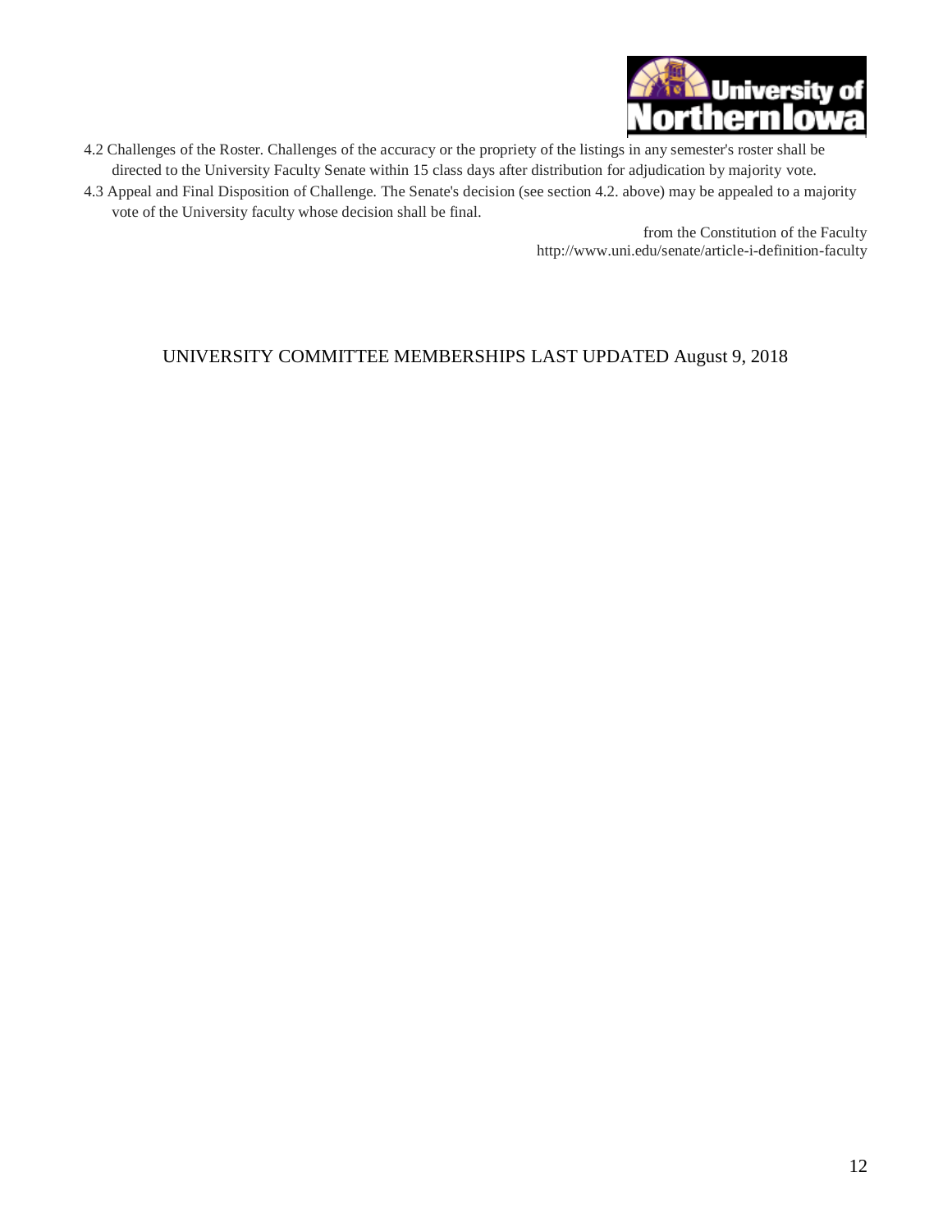4.2 Challenges of the Roster. Challenges of the accuracy or the propriety of the listings in any semester's roster shall be directed to the University Faculty Senate within 15 class days after distribution for adjudication by majority vote.

4.3 Appeal and Final Disposition of Challenge. The Senate's decision (see section 4.2. above) may be appealed to a majority vote of the University faculty whose decision shall be final.

from the Constitution of the Faculty
http://www.uni.edu/senate/article-i-definition-faculty

UNIVERSITY COMMITTEE MEMBERSHIPS LAST UPDATED August 9, 2018